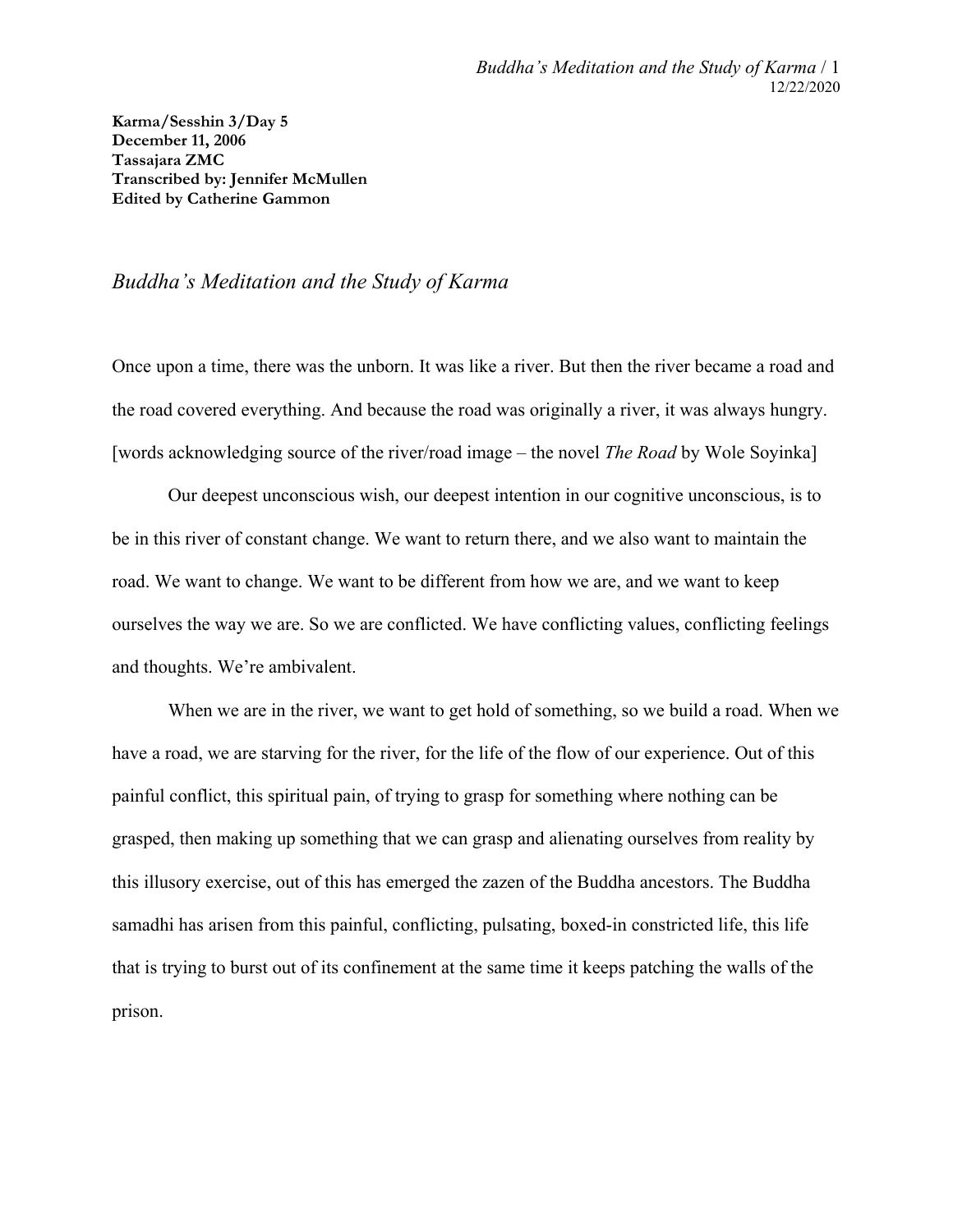**Karma/Sesshin 3/Day 5**
**December 11, 2006**
**Tassajara ZMC**
**Transcribed by: Jennifer McMullen**
**Edited by Catherine Gammon**

# *Buddha's Meditation and the Study of Karma*

Once upon a time, there was the unborn. It was like a river. But then the river became a road and the road covered everything. And because the road was originally a river, it was always hungry. [words acknowledging source of the river/road image – the novel *The Road* by Wole Soyinka]

Our deepest unconscious wish, our deepest intention in our cognitive unconscious, is to be in this river of constant change. We want to return there, and we also want to maintain the road. We want to change. We want to be different from how we are, and we want to keep ourselves the way we are. So we are conflicted. We have conflicting values, conflicting feelings and thoughts. We're ambivalent.

When we are in the river, we want to get hold of something, so we build a road. When we have a road, we are starving for the river, for the life of the flow of our experience. Out of this painful conflict, this spiritual pain, of trying to grasp for something where nothing can be grasped, then making up something that we can grasp and alienating ourselves from reality by this illusory exercise, out of this has emerged the zazen of the Buddha ancestors. The Buddha samadhi has arisen from this painful, conflicting, pulsating, boxed-in constricted life, this life that is trying to burst out of its confinement at the same time it keeps patching the walls of the prison.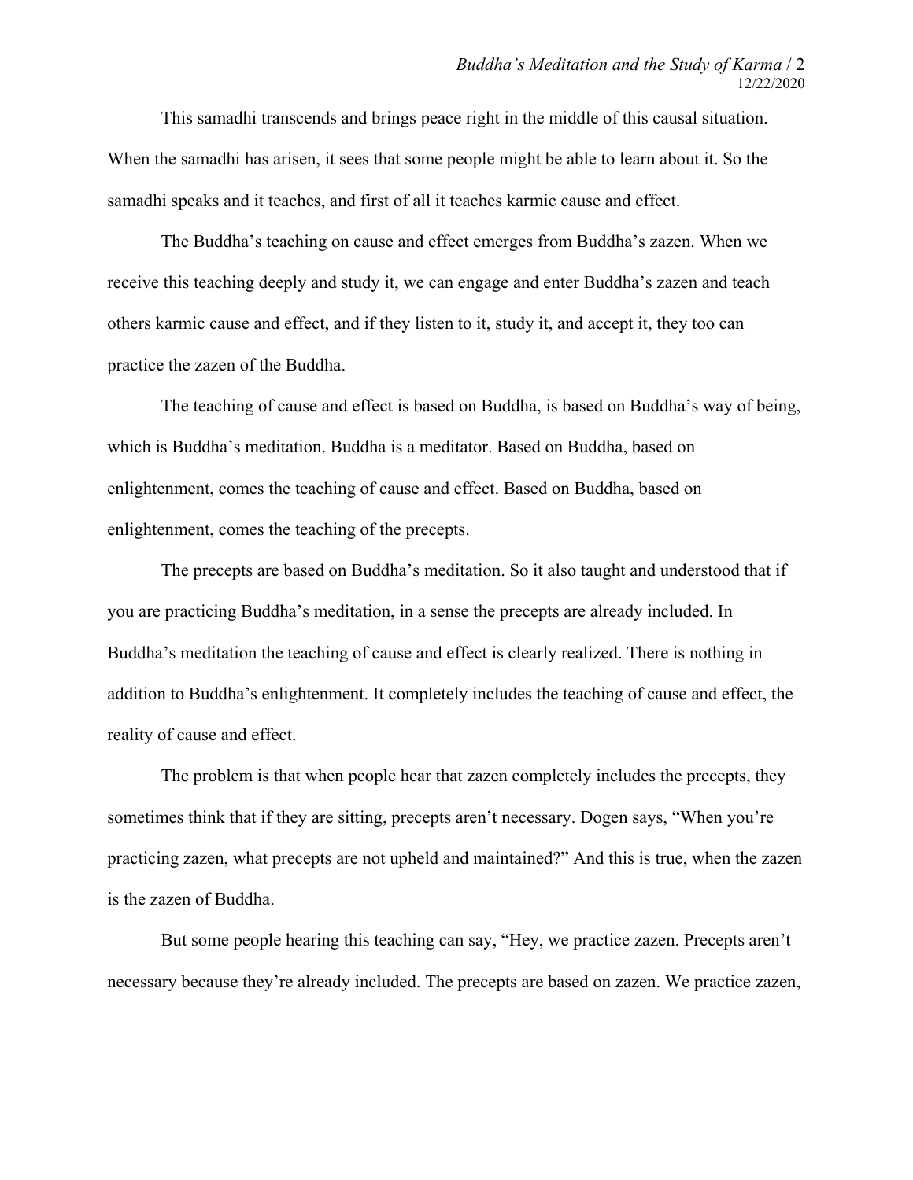This samadhi transcends and brings peace right in the middle of this causal situation. When the samadhi has arisen, it sees that some people might be able to learn about it. So the samadhi speaks and it teaches, and first of all it teaches karmic cause and effect.

The Buddha's teaching on cause and effect emerges from Buddha's zazen. When we receive this teaching deeply and study it, we can engage and enter Buddha's zazen and teach others karmic cause and effect, and if they listen to it, study it, and accept it, they too can practice the zazen of the Buddha.

The teaching of cause and effect is based on Buddha, is based on Buddha's way of being, which is Buddha's meditation. Buddha is a meditator. Based on Buddha, based on enlightenment, comes the teaching of cause and effect. Based on Buddha, based on enlightenment, comes the teaching of the precepts.

The precepts are based on Buddha's meditation. So it also taught and understood that if you are practicing Buddha's meditation, in a sense the precepts are already included. In Buddha's meditation the teaching of cause and effect is clearly realized. There is nothing in addition to Buddha's enlightenment. It completely includes the teaching of cause and effect, the reality of cause and effect.

The problem is that when people hear that zazen completely includes the precepts, they sometimes think that if they are sitting, precepts aren't necessary. Dogen says, "When you're practicing zazen, what precepts are not upheld and maintained?" And this is true, when the zazen is the zazen of Buddha.

But some people hearing this teaching can say, "Hey, we practice zazen. Precepts aren't necessary because they're already included. The precepts are based on zazen. We practice zazen,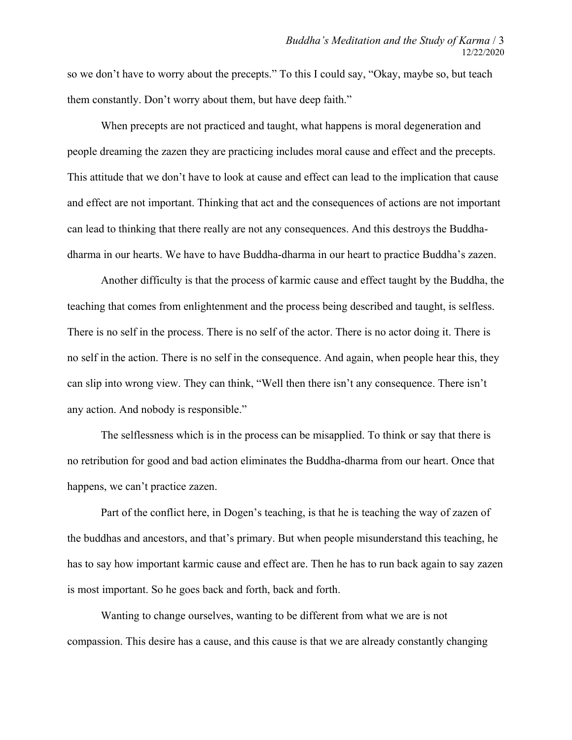so we don't have to worry about the precepts." To this I could say, "Okay, maybe so, but teach them constantly. Don't worry about them, but have deep faith."

When precepts are not practiced and taught, what happens is moral degeneration and people dreaming the zazen they are practicing includes moral cause and effect and the precepts. This attitude that we don't have to look at cause and effect can lead to the implication that cause and effect are not important. Thinking that act and the consequences of actions are not important can lead to thinking that there really are not any consequences. And this destroys the Buddha-dharma in our hearts. We have to have Buddha-dharma in our heart to practice Buddha's zazen.

Another difficulty is that the process of karmic cause and effect taught by the Buddha, the teaching that comes from enlightenment and the process being described and taught, is selfless. There is no self in the process. There is no self of the actor. There is no actor doing it. There is no self in the action. There is no self in the consequence. And again, when people hear this, they can slip into wrong view. They can think, "Well then there isn't any consequence. There isn't any action. And nobody is responsible."

The selflessness which is in the process can be misapplied. To think or say that there is no retribution for good and bad action eliminates the Buddha-dharma from our heart. Once that happens, we can't practice zazen.

Part of the conflict here, in Dogen's teaching, is that he is teaching the way of zazen of the buddhas and ancestors, and that's primary. But when people misunderstand this teaching, he has to say how important karmic cause and effect are. Then he has to run back again to say zazen is most important. So he goes back and forth, back and forth.

Wanting to change ourselves, wanting to be different from what we are is not compassion. This desire has a cause, and this cause is that we are already constantly changing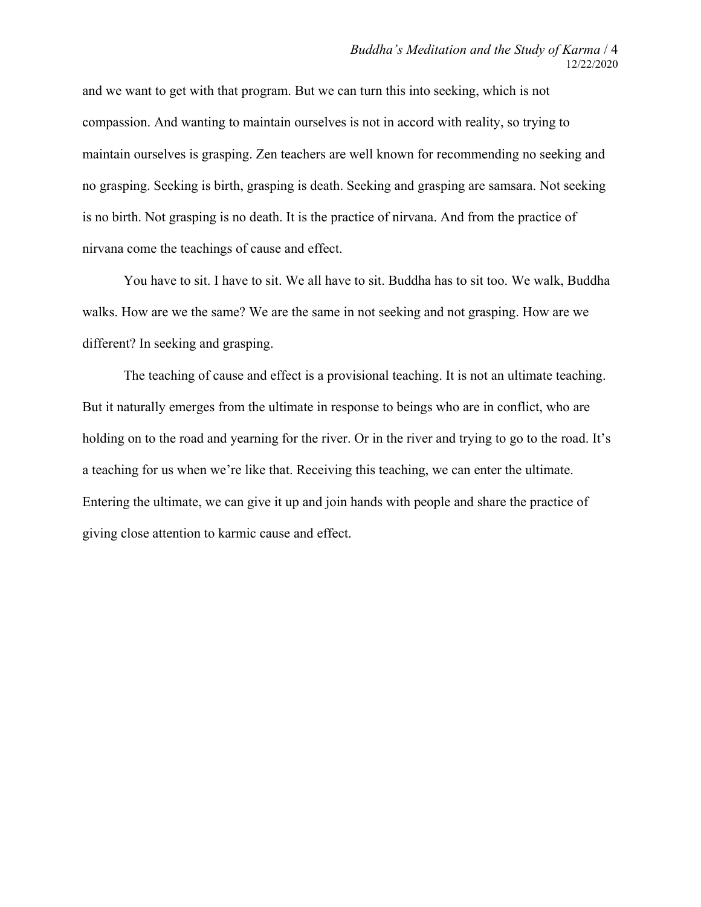and we want to get with that program. But we can turn this into seeking, which is not compassion. And wanting to maintain ourselves is not in accord with reality, so trying to maintain ourselves is grasping. Zen teachers are well known for recommending no seeking and no grasping. Seeking is birth, grasping is death. Seeking and grasping are samsara. Not seeking is no birth. Not grasping is no death. It is the practice of nirvana. And from the practice of nirvana come the teachings of cause and effect.

You have to sit. I have to sit. We all have to sit. Buddha has to sit too. We walk, Buddha walks. How are we the same? We are the same in not seeking and not grasping. How are we different? In seeking and grasping.

The teaching of cause and effect is a provisional teaching. It is not an ultimate teaching. But it naturally emerges from the ultimate in response to beings who are in conflict, who are holding on to the road and yearning for the river. Or in the river and trying to go to the road. It's a teaching for us when we're like that. Receiving this teaching, we can enter the ultimate. Entering the ultimate, we can give it up and join hands with people and share the practice of giving close attention to karmic cause and effect.